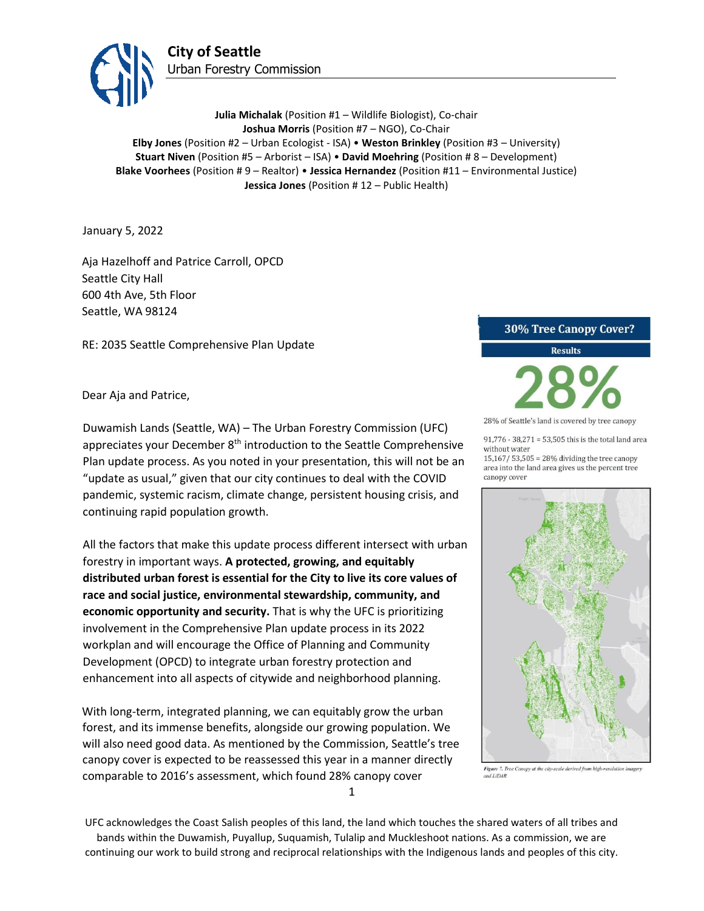# City of Seattle

Urban Forestry Commission

**Julia Michalak** (Position #1 – Wildlife Biologist), Co-chair
**Joshua Morris** (Position #7 – NGO), Co-Chair
**Elby Jones** (Position #2 – Urban Ecologist - ISA) • **Weston Brinkley** (Position #3 – University)
**Stuart Niven** (Position #5 – Arborist – ISA) • **David Moehring** (Position # 8 – Development)
**Blake Voorhees** (Position # 9 – Realtor) • **Jessica Hernandez** (Position #11 – Environmental Justice)
**Jessica Jones** (Position # 12 – Public Health)

January 5, 2022

Aja Hazelhoff and Patrice Carroll, OPCD
Seattle City Hall
600 4th Ave, 5th Floor
Seattle, WA 98124

RE: 2035 Seattle Comprehensive Plan Update

Dear Aja and Patrice,

Duwamish Lands (Seattle, WA) – The Urban Forestry Commission (UFC) appreciates your December 8th introduction to the Seattle Comprehensive Plan update process. As you noted in your presentation, this will not be an "update as usual," given that our city continues to deal with the COVID pandemic, systemic racism, climate change, persistent housing crisis, and continuing rapid population growth.

All the factors that make this update process different intersect with urban forestry in important ways. **A protected, growing, and equitably distributed urban forest is essential for the City to live its core values of race and social justice, environmental stewardship, community, and economic opportunity and security.** That is why the UFC is prioritizing involvement in the Comprehensive Plan update process in its 2022 workplan and will encourage the Office of Planning and Community Development (OPCD) to integrate urban forestry protection and enhancement into all aspects of citywide and neighborhood planning.

With long-term, integrated planning, we can equitably grow the urban forest, and its immense benefits, alongside our growing population. We will also need good data. As mentioned by the Commission, Seattle's tree canopy cover is expected to be reassessed this year in a manner directly comparable to 2016's assessment, which found 28% canopy cover

**30% Tree Canopy Cover?**

**Results**

**28%**

28% of Seattle's land is covered by tree canopy

91,776 - 38,271 = 53,505 this is the total land area without water
15,167/ 53,505 = 28% dividing the tree canopy area into the land area gives us the percent tree canopy cover

*Figure 7. Tree Canopy at the city-scale derived from high-resolution imagery and LiDAR*

UFC acknowledges the Coast Salish peoples of this land, the land which touches the shared waters of all tribes and bands within the Duwamish, Puyallup, Suquamish, Tulalip and Muckleshoot nations. As a commission, we are continuing our work to build strong and reciprocal relationships with the Indigenous lands and peoples of this city.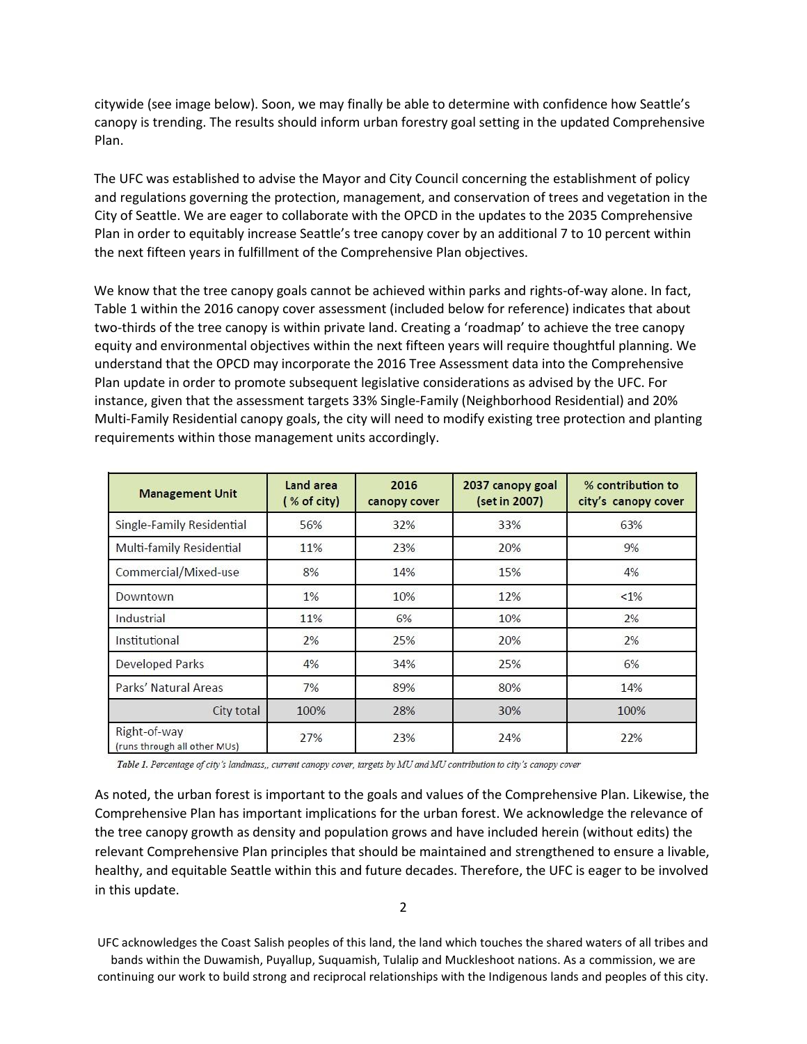citywide (see image below). Soon, we may finally be able to determine with confidence how Seattle's canopy is trending. The results should inform urban forestry goal setting in the updated Comprehensive Plan.

The UFC was established to advise the Mayor and City Council concerning the establishment of policy and regulations governing the protection, management, and conservation of trees and vegetation in the City of Seattle. We are eager to collaborate with the OPCD in the updates to the 2035 Comprehensive Plan in order to equitably increase Seattle's tree canopy cover by an additional 7 to 10 percent within the next fifteen years in fulfillment of the Comprehensive Plan objectives.

We know that the tree canopy goals cannot be achieved within parks and rights-of-way alone. In fact, Table 1 within the 2016 canopy cover assessment (included below for reference) indicates that about two-thirds of the tree canopy is within private land. Creating a 'roadmap' to achieve the tree canopy equity and environmental objectives within the next fifteen years will require thoughtful planning. We understand that the OPCD may incorporate the 2016 Tree Assessment data into the Comprehensive Plan update in order to promote subsequent legislative considerations as advised by the UFC. For instance, given that the assessment targets 33% Single-Family (Neighborhood Residential) and 20% Multi-Family Residential canopy goals, the city will need to modify existing tree protection and planting requirements within those management units accordingly.

| Management Unit | Land area (% of city) | 2016 canopy cover | 2037 canopy goal (set in 2007) | % contribution to city's canopy cover |
|---|---|---|---|---|
| Single-Family Residential | 56% | 32% | 33% | 63% |
| Multi-family Residential | 11% | 23% | 20% | 9% |
| Commercial/Mixed-use | 8% | 14% | 15% | 4% |
| Downtown | 1% | 10% | 12% | <1% |
| Industrial | 11% | 6% | 10% | 2% |
| Institutional | 2% | 25% | 20% | 2% |
| Developed Parks | 4% | 34% | 25% | 6% |
| Parks' Natural Areas | 7% | 89% | 80% | 14% |
| City total | 100% | 28% | 30% | 100% |
| Right-of-way (runs through all other MUs) | 27% | 23% | 24% | 22% |

*Table 1. Percentage of city's landmass,, current canopy cover, targets by MU and MU contribution to city's canopy cover*

As noted, the urban forest is important to the goals and values of the Comprehensive Plan. Likewise, the Comprehensive Plan has important implications for the urban forest. We acknowledge the relevance of the tree canopy growth as density and population grows and have included herein (without edits) the relevant Comprehensive Plan principles that should be maintained and strengthened to ensure a livable, healthy, and equitable Seattle within this and future decades. Therefore, the UFC is eager to be involved in this update.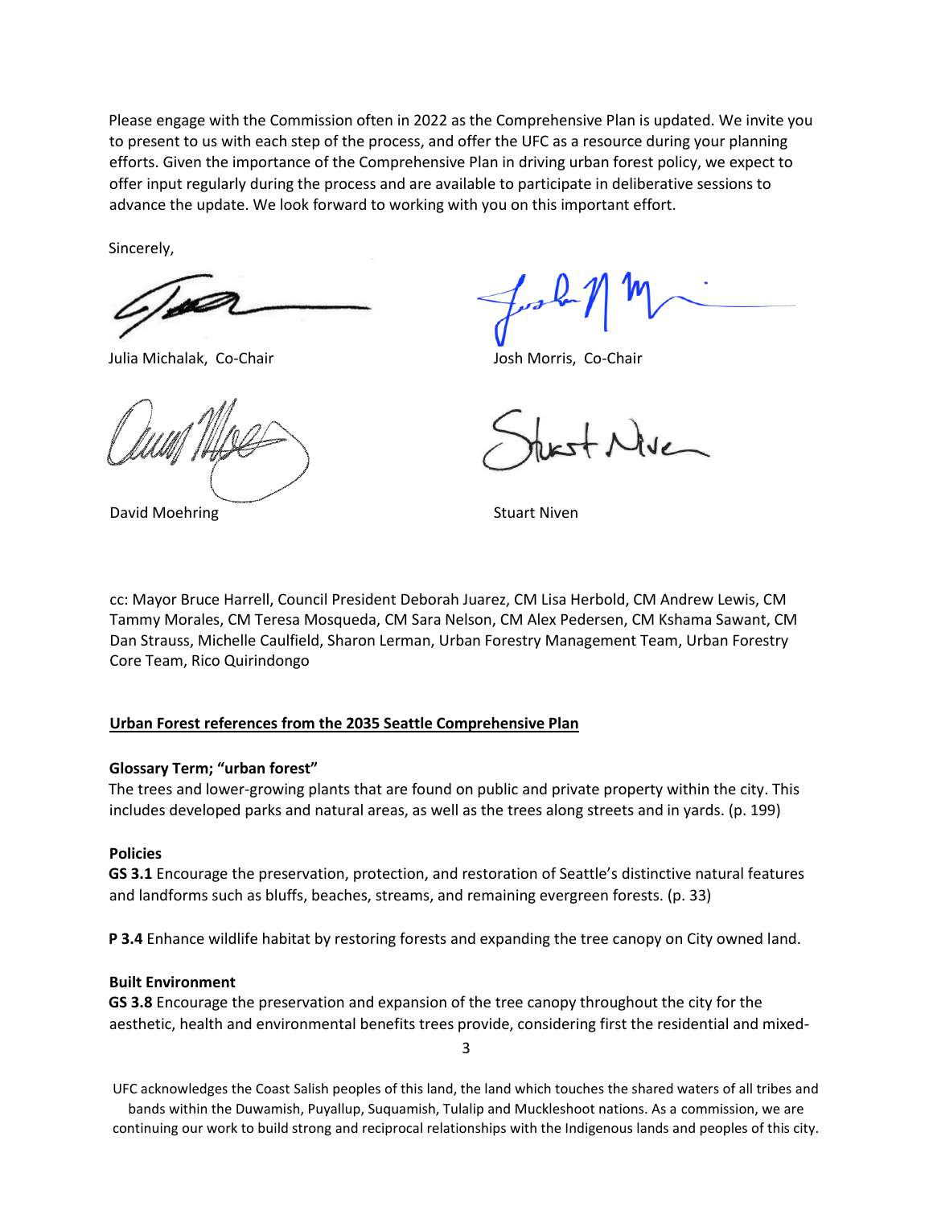Please engage with the Commission often in 2022 as the Comprehensive Plan is updated. We invite you to present to us with each step of the process, and offer the UFC as a resource during your planning efforts. Given the importance of the Comprehensive Plan in driving urban forest policy, we expect to offer input regularly during the process and are available to participate in deliberative sessions to advance the update. We look forward to working with you on this important effort.

Sincerely,

Julia Michalak, Co-Chair

Josh Morris, Co-Chair

David Moehring

Stuart Niven

cc: Mayor Bruce Harrell, Council President Deborah Juarez, CM Lisa Herbold, CM Andrew Lewis, CM Tammy Morales, CM Teresa Mosqueda, CM Sara Nelson, CM Alex Pedersen, CM Kshama Sawant, CM Dan Strauss, Michelle Caulfield, Sharon Lerman, Urban Forestry Management Team, Urban Forestry Core Team, Rico Quirindongo

**Urban Forest references from the 2035 Seattle Comprehensive Plan**

**Glossary Term; "urban forest"**

The trees and lower-growing plants that are found on public and private property within the city. This includes developed parks and natural areas, as well as the trees along streets and in yards. (p. 199)

**Policies**

**GS 3.1** Encourage the preservation, protection, and restoration of Seattle's distinctive natural features and landforms such as bluffs, beaches, streams, and remaining evergreen forests. (p. 33)

**P 3.4** Enhance wildlife habitat by restoring forests and expanding the tree canopy on City owned land.

**Built Environment**

**GS 3.8** Encourage the preservation and expansion of the tree canopy throughout the city for the aesthetic, health and environmental benefits trees provide, considering first the residential and mixed-

UFC acknowledges the Coast Salish peoples of this land, the land which touches the shared waters of all tribes and bands within the Duwamish, Puyallup, Suquamish, Tulalip and Muckleshoot nations. As a commission, we are continuing our work to build strong and reciprocal relationships with the Indigenous lands and peoples of this city.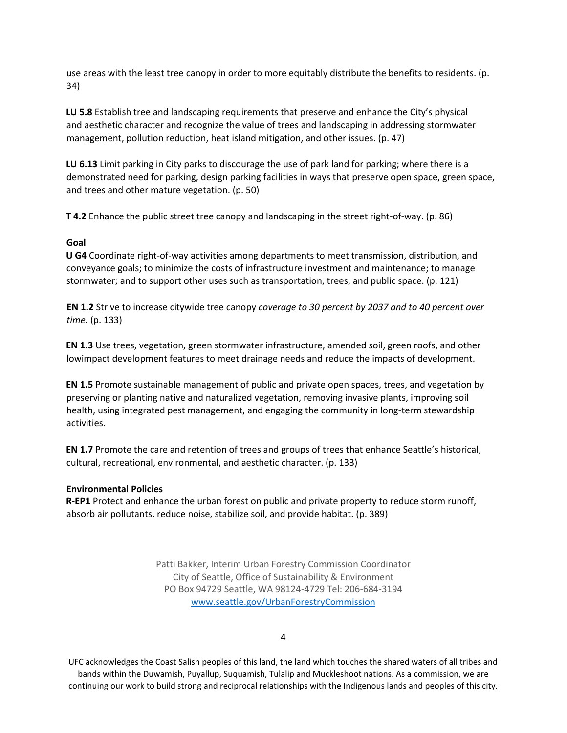use areas with the least tree canopy in order to more equitably distribute the benefits to residents. (p. 34)

**LU 5.8** Establish tree and landscaping requirements that preserve and enhance the City's physical and aesthetic character and recognize the value of trees and landscaping in addressing stormwater management, pollution reduction, heat island mitigation, and other issues. (p. 47)

**LU 6.13** Limit parking in City parks to discourage the use of park land for parking; where there is a demonstrated need for parking, design parking facilities in ways that preserve open space, green space, and trees and other mature vegetation. (p. 50)

**T 4.2** Enhance the public street tree canopy and landscaping in the street right-of-way. (p. 86)

**Goal**

**U G4** Coordinate right-of-way activities among departments to meet transmission, distribution, and conveyance goals; to minimize the costs of infrastructure investment and maintenance; to manage stormwater; and to support other uses such as transportation, trees, and public space. (p. 121)

**EN 1.2** Strive to increase citywide tree canopy *coverage to 30 percent by 2037 and to 40 percent over time.* (p. 133)

**EN 1.3** Use trees, vegetation, green stormwater infrastructure, amended soil, green roofs, and other lowimpact development features to meet drainage needs and reduce the impacts of development.

**EN 1.5** Promote sustainable management of public and private open spaces, trees, and vegetation by preserving or planting native and naturalized vegetation, removing invasive plants, improving soil health, using integrated pest management, and engaging the community in long-term stewardship activities.

**EN 1.7** Promote the care and retention of trees and groups of trees that enhance Seattle's historical, cultural, recreational, environmental, and aesthetic character. (p. 133)

**Environmental Policies**

**R-EP1** Protect and enhance the urban forest on public and private property to reduce storm runoff, absorb air pollutants, reduce noise, stabilize soil, and provide habitat. (p. 389)

Patti Bakker, Interim Urban Forestry Commission Coordinator
City of Seattle, Office of Sustainability & Environment
PO Box 94729 Seattle, WA 98124-4729 Tel: 206-684-3194
www.seattle.gov/UrbanForestryCommission

UFC acknowledges the Coast Salish peoples of this land, the land which touches the shared waters of all tribes and bands within the Duwamish, Puyallup, Suquamish, Tulalip and Muckleshoot nations. As a commission, we are continuing our work to build strong and reciprocal relationships with the Indigenous lands and peoples of this city.